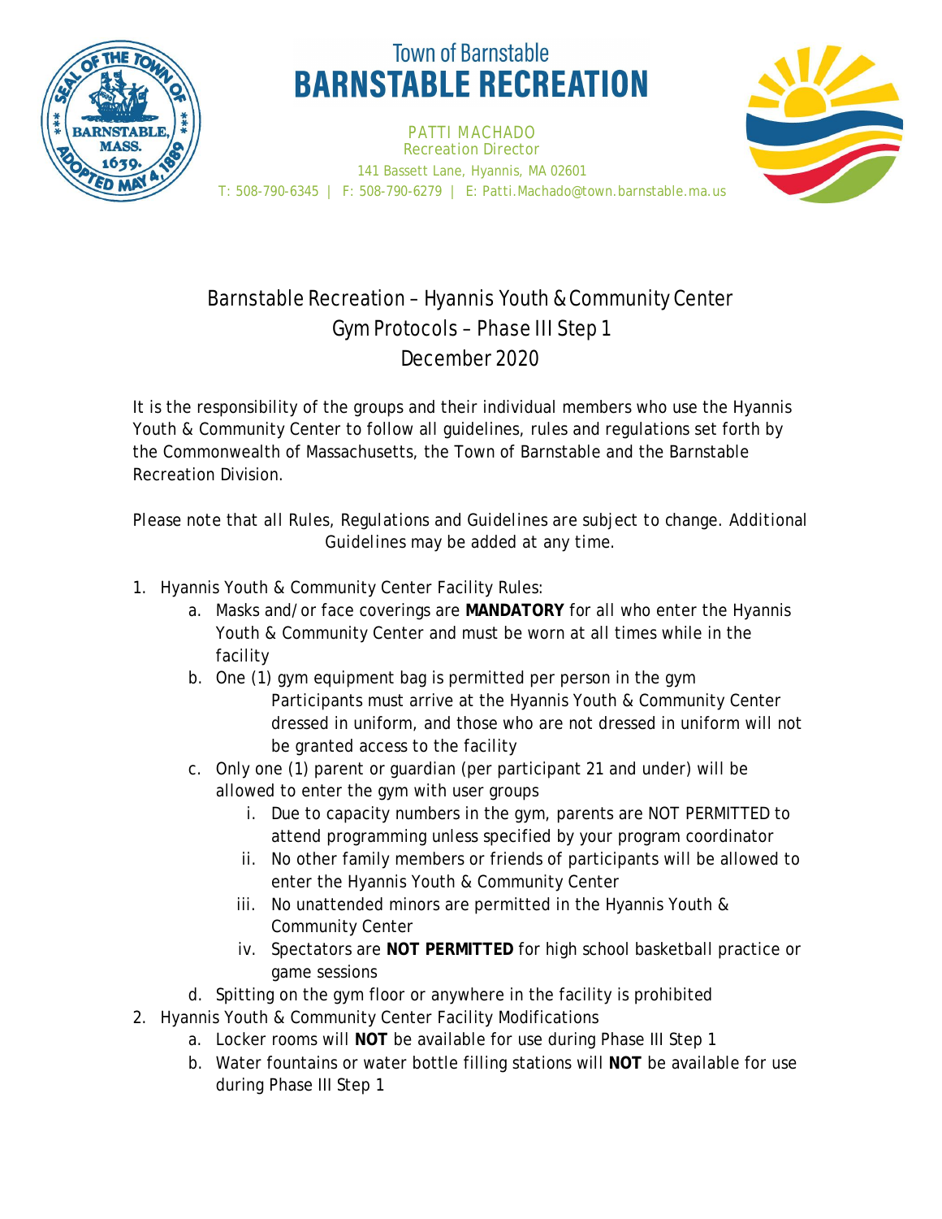Town of Barnstable
# BARNSTABLE RECREATION

PATTI MACHADO
Recreation Director
141 Bassett Lane, Hyannis, MA 02601
T: 508-790-6345 | F: 508-790-6279 | E: Patti.Machado@town.barnstable.ma.us

## Barnstable Recreation – Hyannis Youth & Community Center
## Gym Protocols – Phase III Step 1
## December 2020

It is the responsibility of the groups and their individual members who use the Hyannis Youth & Community Center to follow all guidelines, rules and regulations set forth by the Commonwealth of Massachusetts, the Town of Barnstable and the Barnstable Recreation Division.

*Please note that all Rules, Regulations and Guidelines are subject to change. Additional Guidelines may be added at any time.*

1. Hyannis Youth & Community Center Facility Rules:
   a. Masks and/or face coverings are **MANDATORY** for all who enter the Hyannis Youth & Community Center and must be worn at all times while in the facility
   b. One (1) gym equipment bag is permitted per person in the gym
      Participants must arrive at the Hyannis Youth & Community Center dressed in uniform, and those who are not dressed in uniform will not be granted access to the facility
   c. Only one (1) parent or guardian (per participant 21 and under) will be allowed to enter the gym with user groups
      i. Due to capacity numbers in the gym, parents are NOT PERMITTED to attend programming unless specified by your program coordinator
      ii. No other family members or friends of participants will be allowed to enter the Hyannis Youth & Community Center
      iii. No unattended minors are permitted in the Hyannis Youth & Community Center
      iv. Spectators are **NOT PERMITTED** for high school basketball practice or game sessions
   d. Spitting on the gym floor or anywhere in the facility is prohibited
2. Hyannis Youth & Community Center Facility Modifications
   a. Locker rooms will **NOT** be available for use during Phase III Step 1
   b. Water fountains or water bottle filling stations will **NOT** be available for use during Phase III Step 1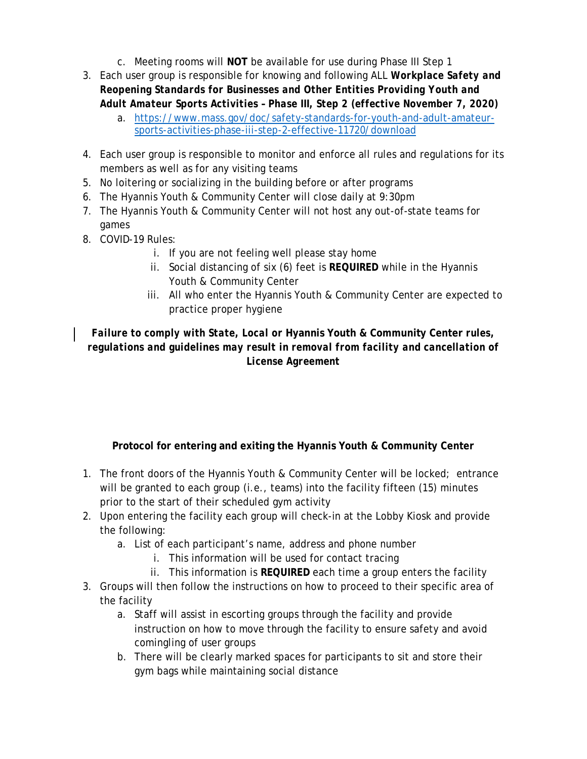c. Meeting rooms will **NOT** be available for use during Phase III Step 1

3. Each user group is responsible for knowing and following ALL ***Workplace Safety and Reopening Standards for Businesses and Other Entities Providing Youth and Adult Amateur Sports Activities – Phase III, Step 2 (effective November 7, 2020)***
   a. https://www.mass.gov/doc/safety-standards-for-youth-and-adult-amateur-sports-activities-phase-iii-step-2-effective-11720/download
4. Each user group is responsible to monitor and enforce all rules and regulations for its members as well as for any visiting teams
5. No loitering or socializing in the building before or after programs
6. The Hyannis Youth & Community Center will close daily at 9:30pm
7. The Hyannis Youth & Community Center will not host any out-of-state teams for games
8. COVID-19 Rules:
   i. If you are not feeling well please stay home
   ii. Social distancing of six (6) feet is **REQUIRED** while in the Hyannis Youth & Community Center
   iii. All who enter the Hyannis Youth & Community Center are expected to practice proper hygiene

***Failure to comply with State, Local or Hyannis Youth & Community Center rules, regulations and guidelines may result in removal from facility and cancellation of License Agreement***

**Protocol for entering and exiting the Hyannis Youth & Community Center**

1. The front doors of the Hyannis Youth & Community Center will be locked; entrance will be granted to each group (i.e., teams) into the facility fifteen (15) minutes prior to the start of their scheduled gym activity
2. Upon entering the facility each group will check-in at the Lobby Kiosk and provide the following:
   a. List of each participant's name, address and phone number
      i. This information will be used for contact tracing
      ii. This information is **REQUIRED** each time a group enters the facility
3. Groups will then follow the instructions on how to proceed to their specific area of the facility
   a. Staff will assist in escorting groups through the facility and provide instruction on how to move through the facility to ensure safety and avoid comingling of user groups
   b. There will be clearly marked spaces for participants to sit and store their gym bags while maintaining social distance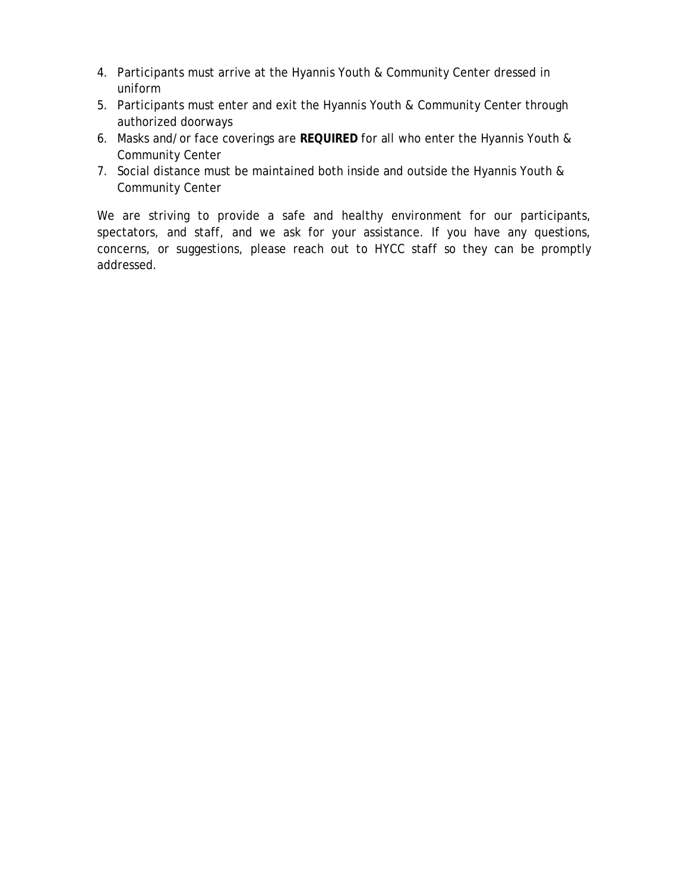4. Participants must arrive at the Hyannis Youth & Community Center dressed in uniform
5. Participants must enter and exit the Hyannis Youth & Community Center through authorized doorways
6. Masks and/or face coverings are **REQUIRED** for all who enter the Hyannis Youth & Community Center
7. Social distance must be maintained both inside and outside the Hyannis Youth & Community Center

We are striving to provide a safe and healthy environment for our participants, spectators, and staff, and we ask for your assistance. If you have any questions, concerns, or suggestions, please reach out to HYCC staff so they can be promptly addressed.